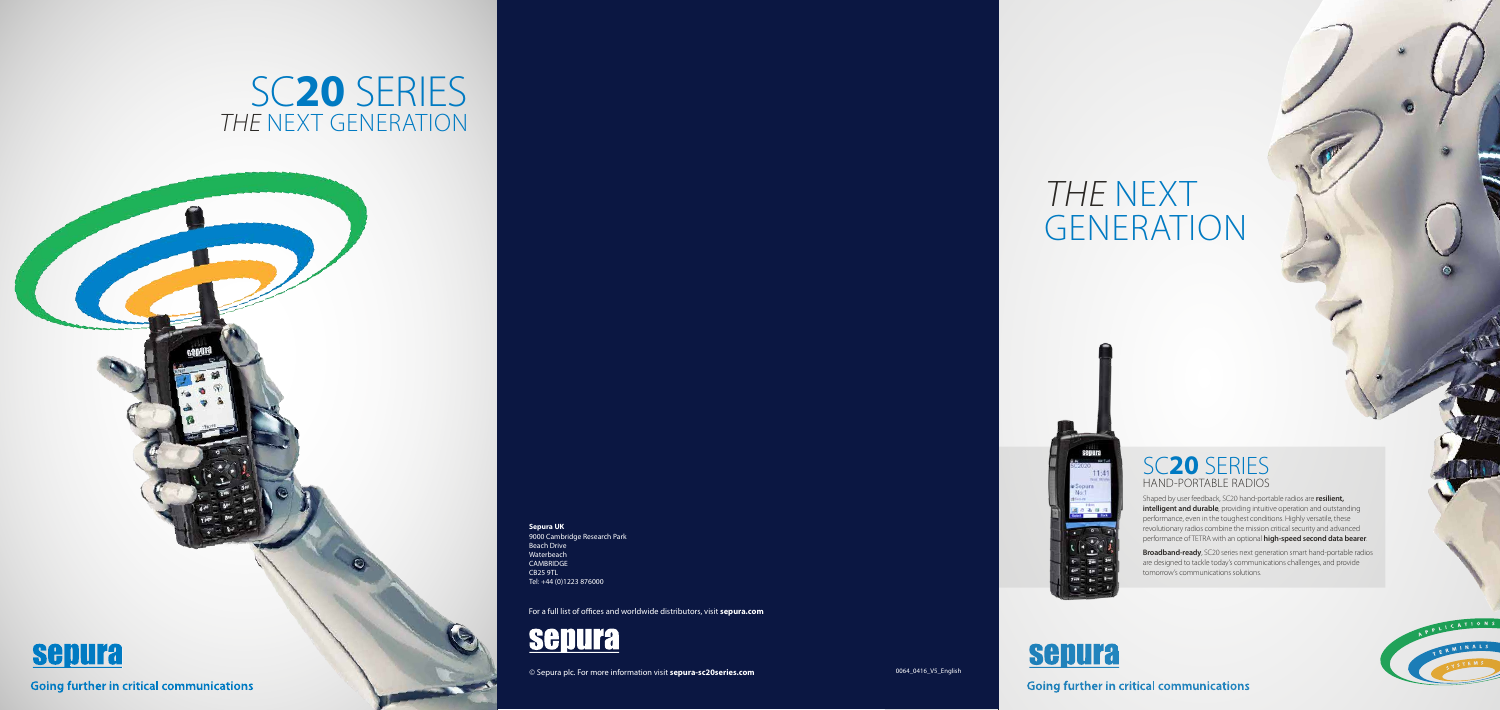# SC**20** SERIES
## *THE* NEXT GENERATION

**sepura**

Going further in critical communications

**Sepura UK**
9000 Cambridge Research Park
Beach Drive
Waterbeach
CAMBRIDGE
CB25 9TL
Tel: +44 (0)1223 876000

For a full list of offices and worldwide distributors, visit **sepura.com**

**sepura**

© Sepura plc. For more information visit **sepura-sc20series.com**

0064_0416_V5_English

# *THE* NEXT GENERATION

## SC**20** SERIES
### HAND-PORTABLE RADIOS

Shaped by user feedback, SC20 hand-portable radios are **resilient, intelligent and durable**, providing intuitive operation and outstanding performance, even in the toughest conditions. Highly versatile, these revolutionary radios combine the mission critical security and advanced performance of TETRA with an optional **high-speed second data bearer**.

**Broadband-ready**, SC20 series next generation smart hand-portable radios are designed to tackle today's communications challenges, and provide tomorrow's communications solutions.

**sepura**

Going further in critical communications

APPLICATIONS
TERMINALS
SYSTEMS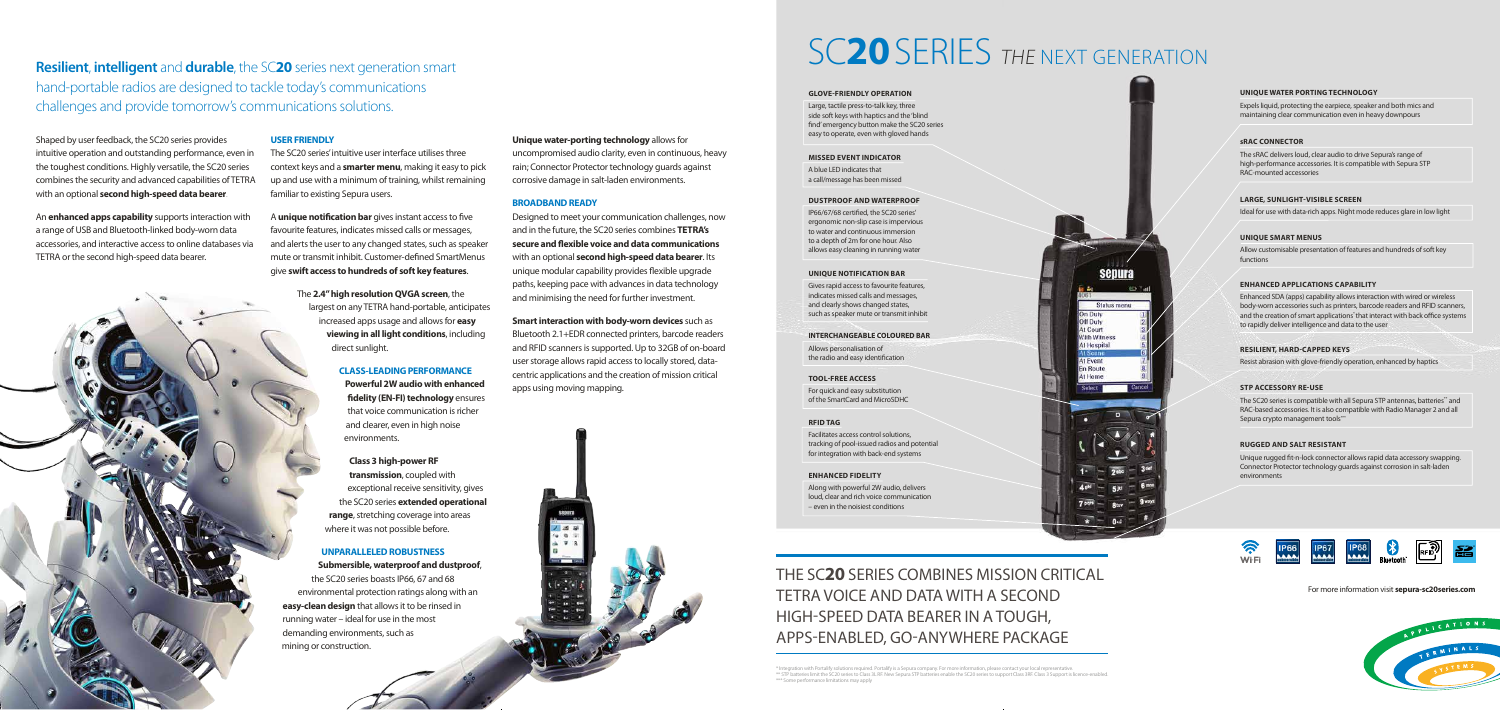**Resilient**, **intelligent** and **durable**, the SC**20** series next generation smart hand-portable radios are designed to tackle today's communications challenges and provide tomorrow's communications solutions.

Shaped by user feedback, the SC20 series provides intuitive operation and outstanding performance, even in the toughest conditions. Highly versatile, the SC20 series combines the security and advanced capabilities of TETRA with an optional **second high-speed data bearer**

An **enhanced apps capability** supports interaction with a range of USB and Bluetooth-linked body-worn data accessories, and interactive access to online databases via TETRA or the second high-speed data bearer.

### USER FRIENDLY

The SC20 series' intuitive user interface utilises three context keys and a **smarter menu**, making it easy to pick up and use with a minimum of training, whilst remaining familiar to existing Sepura users.

A **unique notification bar** gives instant access to five favourite features, indicates missed calls or messages, and alerts the user to any changed states, such as speaker mute or transmit inhibit. Customer-defined SmartMenus give **swift access to hundreds of soft key features**.

The **2.4" high resolution QVGA screen**, the largest on any TETRA hand-portable, anticipates increased apps usage and allows for **easy viewing in all light conditions**, including direct sunlight.

### CLASS-LEADING PERFORMANCE

**Powerful 2W audio with enhanced fidelity (EN-FI) technology** ensures that voice communication is richer and clearer, even in high noise environments.

**Class 3 high-power RF transmission**, coupled with exceptional receive sensitivity, gives the SC20 series **extended operational range**, stretching coverage into areas where it was not possible before.

### UNPARALLELED ROBUSTNESS

**Submersible, waterproof and dustproof**, the SC20 series boasts IP66, 67 and 68 environmental protection ratings along with an **easy-clean design** that allows it to be rinsed in running water – ideal for use in the most demanding environments, such as mining or construction.

**Unique water-porting technology** allows for uncompromised audio clarity, even in continuous, heavy rain; Connector Protector technology guards against corrosive damage in salt-laden environments.

### BROADBAND READY

Designed to meet your communication challenges, now and in the future, the SC20 series combines **TETRA's secure and flexible voice and data communications** with an optional **second high-speed data bearer**. Its unique modular capability provides flexible upgrade paths, keeping pace with advances in data technology and minimising the need for further investment.

**Smart interaction with body-worn devices** such as Bluetooth 2.1+EDR connected printers, barcode readers and RFID scanners is supported. Up to 32GB of on-board user storage allows rapid access to locally stored, data-centric applications and the creation of mission critical apps using moving mapping.

# SC20 SERIES *THE NEXT GENERATION*

#### GLOVE-FRIENDLY OPERATION

Large, tactile press-to-talk key, three side soft keys with haptics and the 'blind find' emergency button make the SC20 series easy to operate, even with gloved hands

#### MISSED EVENT INDICATOR

A blue LED indicates that a call/message has been missed

#### DUSTPROOF AND WATERPROOF

IP66/67/68 certified, the SC20 series' ergonomic non-slip case is impervious to water and continuous immersion to a depth of 2m for one hour. Also allows easy cleaning in running water

#### UNIQUE NOTIFICATION BAR

Gives rapid access to favourite features, indicates missed calls and messages, and clearly shows changed states, such as speaker mute or transmit inhibit

#### INTERCHANGEABLE COLOURED BAR

Allows personalisation of the radio and easy identification

#### TOOL-FREE ACCESS

For quick and easy substitution of the SmartCard and MicroSDHC

#### RFID TAG

Facilitates access control solutions, tracking of pool-issued radios and potential for integration with back-end systems

#### ENHANCED FIDELITY

Along with powerful 2W audio, delivers loud, clear and rich voice communication – even in the noisiest conditions

#### UNIQUE WATER PORTING TECHNOLOGY

Expels liquid, protecting the earpiece, speaker and both mics and maintaining clear communication even in heavy downpours

#### sRAC CONNECTOR

The sRAC delivers loud, clear audio to drive Sepura's range of high-performance accessories. It is compatible with Sepura STP RAC-mounted accessories

#### LARGE, SUNLIGHT-VISIBLE SCREEN

Ideal for use with data-rich apps. Night mode reduces glare in low light

#### UNIQUE SMART MENUS

Allow customisable presentation of features and hundreds of soft key functions

#### ENHANCED APPLICATIONS CAPABILITY

Enhanced SDA (apps) capability allows interaction with wired or wireless body-worn accessories such as printers, barcode readers and RFID scanners, and the creation of smart applications* that interact with back office systems to rapidly deliver intelligence and data to the user

#### RESILIENT, HARD-CAPPED KEYS

Resist abrasion with glove-friendly operation, enhanced by haptics

#### STP ACCESSORY RE-USE

The SC20 series is compatible with all Sepura STP antennas, batteries** and RAC-based accessories. It is also compatible with Radio Manager 2 and all Sepura crypto management tools***

#### RUGGED AND SALT RESISTANT

Unique rugged fit-n-lock connector allows rapid data accessory swapping. Connector Protector technology guards against corrosion in salt-laden environments

## THE SC20 SERIES COMBINES MISSION CRITICAL TETRA VOICE AND DATA WITH A SECOND HIGH-SPEED DATA BEARER IN A TOUGH, APPS-ENABLED, GO-ANYWHERE PACKAGE

WiFi IP66 IP67 IP68 Bluetooth RFID

For more information visit **sepura-sc20series.com**

\* Integration with Portalify solutions required. Portalify is a Sepura company. For more information, please contact your local representative.
\*\* STP batteries limit the SC20 series to Class 3L RF. New Sepura STP batteries enable the SC20 series to support Class 3RF. Class 3 Support is licence-enabled.
\*\*\* Some performance limitations may apply